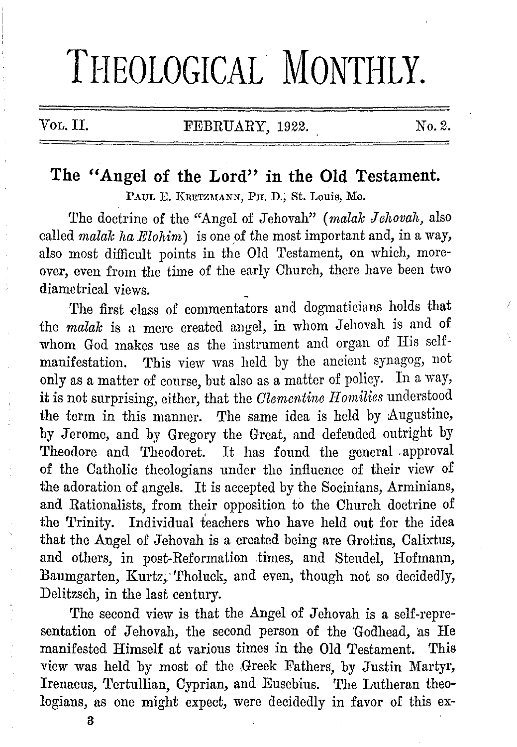# THEOLOGICAL MONTHLY.

Vol. II. FEBRUARY, 1922. No. 2.

## The "Angel of the Lord" in the Old Testament.

Paul E. Kretzmann, Ph. D., St. Louis, Mo.

The doctrine of the "Angel of Jehovah" (*malak Jehovah*, also called *malak ha Elohim*) is one of the most important and, in a way, also most difficult points in the Old Testament, on which, moreover, even from the time of the early Church, there have been two diametrical views.

The first class of commentators and dogmaticians holds that the *malak* is a mere created angel, in whom Jehovah is and of whom God makes use as the instrument and organ of His self-manifestation. This view was held by the ancient synagog, not only as a matter of course, but also as a matter of policy. In a way, it is not surprising, either, that the *Clementine Homilies* understood the term in this manner. The same idea is held by Augustine, by Jerome, and by Gregory the Great, and defended outright by Theodore and Theodoret. It has found the general approval of the Catholic theologians under the influence of their view of the adoration of angels. It is accepted by the Socinians, Arminians, and Rationalists, from their opposition to the Church doctrine of the Trinity. Individual teachers who have held out for the idea that the Angel of Jehovah is a created being are Grotius, Calixtus, and others, in post-Reformation times, and Steudel, Hofmann, Baumgarten, Kurtz, Tholuck, and even, though not so decidedly, Delitzsch, in the last century.

The second view is that the Angel of Jehovah is a self-representation of Jehovah, the second person of the Godhead, as He manifested Himself at various times in the Old Testament. This view was held by most of the Greek Fathers, by Justin Martyr, Irenaeus, Tertullian, Cyprian, and Eusebius. The Lutheran theologians, as one might expect, were decidedly in favor of this ex-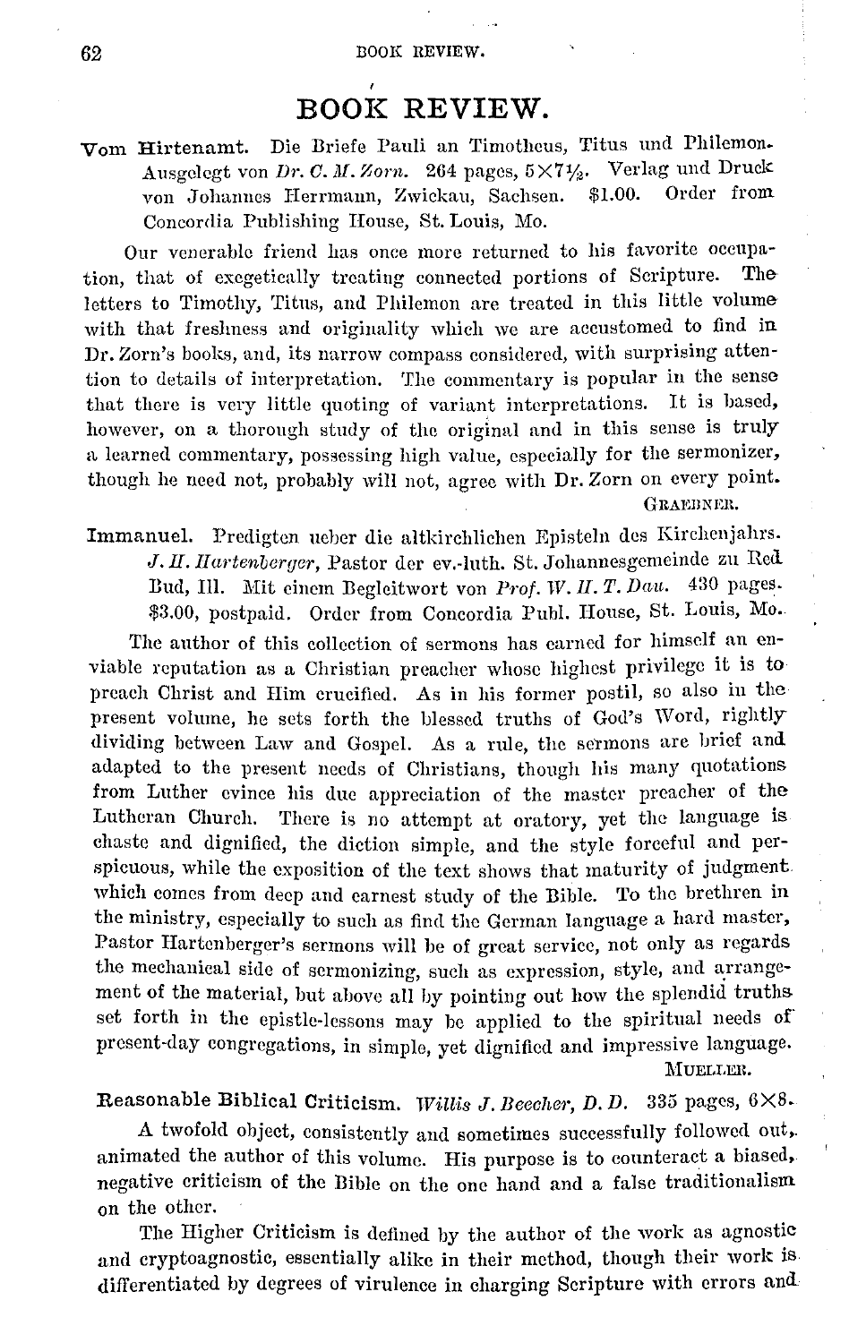# BOOK REVIEW.

**Vom Hirtenamt.** Die Briefe Pauli an Timotheus, Titus und Philemon. Ausgelegt von *Dr. C. M. Zorn.* 264 pages, 5×7½. Verlag und Druck von Johannes Herrmann, Zwickau, Sachsen. $1.00. Order from Concordia Publishing House, St. Louis, Mo.

Our venerable friend has once more returned to his favorite occupation, that of exegetically treating connected portions of Scripture. The letters to Timothy, Titus, and Philemon are treated in this little volume with that freshness and originality which we are accustomed to find in Dr. Zorn's books, and, its narrow compass considered, with surprising attention to details of interpretation. The commentary is popular in the sense that there is very little quoting of variant interpretations. It is based, however, on a thorough study of the original and in this sense is truly a learned commentary, possessing high value, especially for the sermonizer, though he need not, probably will not, agree with Dr. Zorn on every point.

GRAEBNER.

**Immanuel.** Predigten ueber die altkirchlichen Episteln des Kirchenjahrs. *J. H. Hartenberger*, Pastor der ev.-luth. St. Johannesgemeinde zu Red Bud, Ill. Mit einem Begleitwort von *Prof. W. H. T. Dau.* 430 pages. $3.00, postpaid. Order from Concordia Publ. House, St. Louis, Mo.

The author of this collection of sermons has earned for himself an enviable reputation as a Christian preacher whose highest privilege it is to preach Christ and Him crucified. As in his former postil, so also in the present volume, he sets forth the blessed truths of God's Word, rightly dividing between Law and Gospel. As a rule, the sermons are brief and adapted to the present needs of Christians, though his many quotations from Luther evince his due appreciation of the master preacher of the Lutheran Church. There is no attempt at oratory, yet the language is chaste and dignified, the diction simple, and the style forceful and perspicuous, while the exposition of the text shows that maturity of judgment which comes from deep and earnest study of the Bible. To the brethren in the ministry, especially to such as find the German language a hard master, Pastor Hartenberger's sermons will be of great service, not only as regards the mechanical side of sermonizing, such as expression, style, and arrangement of the material, but above all by pointing out how the splendid truths set forth in the epistle-lessons may be applied to the spiritual needs of present-day congregations, in simple, yet dignified and impressive language.

MUELLER.

**Reasonable Biblical Criticism.** *Willis J. Beecher, D. D.* 335 pages, 6×8.

A twofold object, consistently and sometimes successfully followed out, animated the author of this volume. His purpose is to counteract a biased, negative criticism of the Bible on the one hand and a false traditionalism on the other.

The Higher Criticism is defined by the author of the work as agnostic and cryptoagnostic, essentially alike in their method, though their work is differentiated by degrees of virulence in charging Scripture with errors and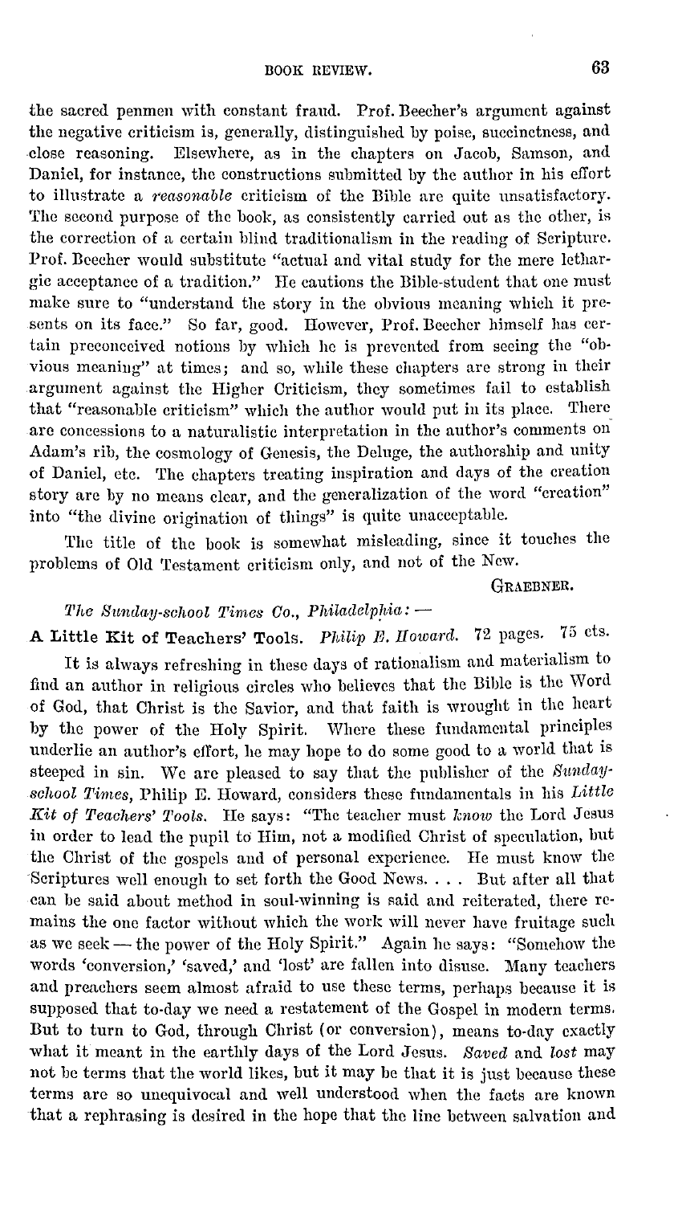the sacred penmen with constant fraud. Prof. Beecher's argument against the negative criticism is, generally, distinguished by poise, succinctness, and close reasoning. Elsewhere, as in the chapters on Jacob, Samson, and Daniel, for instance, the constructions submitted by the author in his effort to illustrate a *reasonable* criticism of the Bible are quite unsatisfactory. The second purpose of the book, as consistently carried out as the other, is the correction of a certain blind traditionalism in the reading of Scripture. Prof. Beecher would substitute "actual and vital study for the mere lethargic acceptance of a tradition." He cautions the Bible-student that one must make sure to "understand the story in the obvious meaning which it presents on its face." So far, good. However, Prof. Beecher himself has certain preconceived notions by which he is prevented from seeing the "obvious meaning" at times; and so, while these chapters are strong in their argument against the Higher Criticism, they sometimes fail to establish that "reasonable criticism" which the author would put in its place. There are concessions to a naturalistic interpretation in the author's comments on Adam's rib, the cosmology of Genesis, the Deluge, the authorship and unity of Daniel, etc. The chapters treating inspiration and days of the creation story are by no means clear, and the generalization of the word "creation" into "the divine origination of things" is quite unacceptable.

The title of the book is somewhat misleading, since it touches the problems of Old Testament criticism only, and not of the New.

GRAEBNER.

*The Sunday-school Times Co., Philadelphia:* —

**A Little Kit of Teachers' Tools.** *Philip E. Howard.* 72 pages. 75 cts.

It is always refreshing in these days of rationalism and materialism to find an author in religious circles who believes that the Bible is the Word of God, that Christ is the Savior, and that faith is wrought in the heart by the power of the Holy Spirit. Where these fundamental principles underlie an author's effort, he may hope to do some good to a world that is steeped in sin. We are pleased to say that the publisher of the *Sunday-school Times*, Philip E. Howard, considers these fundamentals in his *Little Kit of Teachers' Tools*. He says: "The teacher must *know* the Lord Jesus in order to lead the pupil to Him, not a modified Christ of speculation, but the Christ of the gospels and of personal experience. He must know the Scriptures well enough to set forth the Good News. . . . But after all that can be said about method in soul-winning is said and reiterated, there remains the one factor without which the work will never have fruitage such as we seek — the power of the Holy Spirit." Again he says: "Somehow the words 'conversion,' 'saved,' and 'lost' are fallen into disuse. Many teachers and preachers seem almost afraid to use these terms, perhaps because it is supposed that to-day we need a restatement of the Gospel in modern terms. But to turn to God, through Christ (or conversion), means to-day exactly what it meant in the earthly days of the Lord Jesus. *Saved* and *lost* may not be terms that the world likes, but it may be that it is just because these terms are so unequivocal and well understood when the facts are known that a rephrasing is desired in the hope that the line between salvation and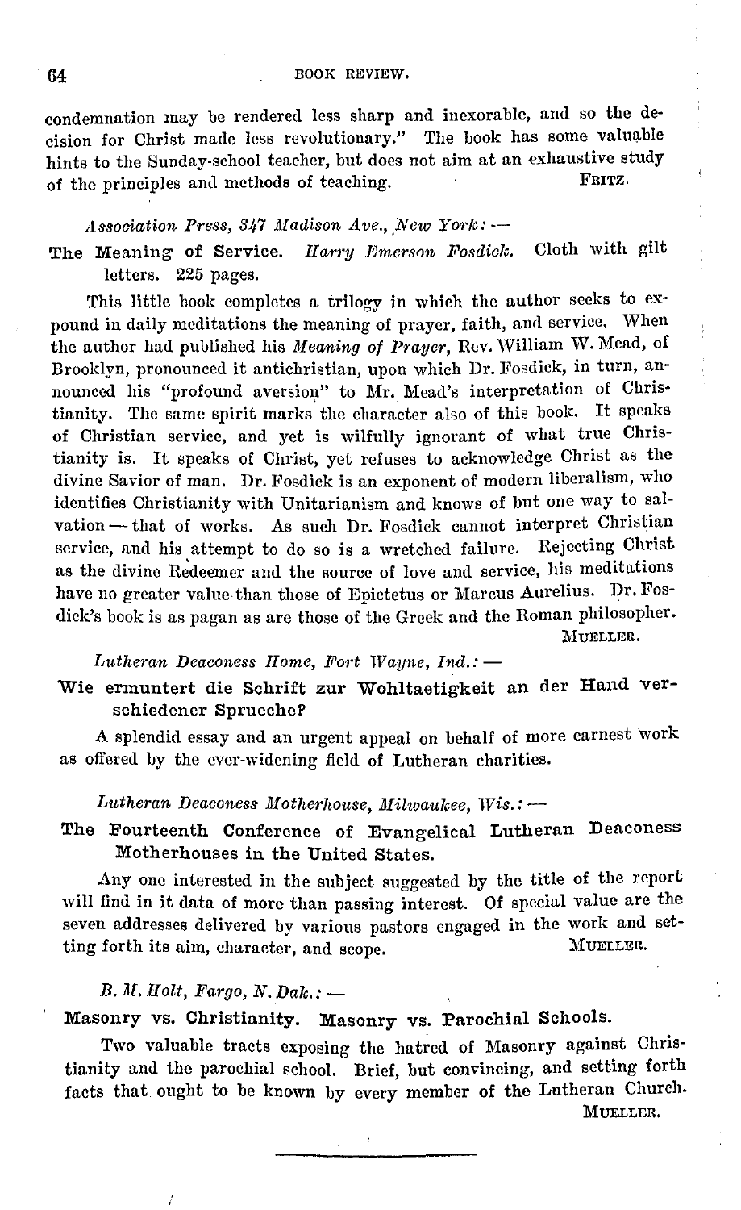condemnation may be rendered less sharp and inexorable, and so the decision for Christ made less revolutionary." The book has some valuable hints to the Sunday-school teacher, but does not aim at an exhaustive study of the principles and methods of teaching. FRITZ.

*Association Press, 347 Madison Ave., New York:* —

**The Meaning of Service.** *Harry Emerson Fosdick.* Cloth with gilt letters. 225 pages.

This little book completes a trilogy in which the author seeks to expound in daily meditations the meaning of prayer, faith, and service. When the author had published his *Meaning of Prayer*, Rev. William W. Mead, of Brooklyn, pronounced it antichristian, upon which Dr. Fosdick, in turn, announced his "profound aversion" to Mr. Mead's interpretation of Christianity. The same spirit marks the character also of this book. It speaks of Christian service, and yet is wilfully ignorant of what true Christianity is. It speaks of Christ, yet refuses to acknowledge Christ as the divine Savior of man. Dr. Fosdick is an exponent of modern liberalism, who identifies Christianity with Unitarianism and knows of but one way to salvation — that of works. As such Dr. Fosdick cannot interpret Christian service, and his attempt to do so is a wretched failure. Rejecting Christ as the divine Redeemer and the source of love and service, his meditations have no greater value than those of Epictetus or Marcus Aurelius. Dr. Fosdick's book is as pagan as are those of the Greek and the Roman philosopher. MUELLER.

*Lutheran Deaconess Home, Fort Wayne, Ind.:* —

**Wie ermuntert die Schrift zur Wohltaetigkeit an der Hand verschiedener Sprueche?**

A splendid essay and an urgent appeal on behalf of more earnest work as offered by the ever-widening field of Lutheran charities.

*Lutheran Deaconess Motherhouse, Milwaukee, Wis.:* —

**The Fourteenth Conference of Evangelical Lutheran Deaconess Motherhouses in the United States.**

Any one interested in the subject suggested by the title of the report will find in it data of more than passing interest. Of special value are the seven addresses delivered by various pastors engaged in the work and setting forth its aim, character, and scope. MUELLER.

*B. M. Holt, Fargo, N. Dak.:* —

**Masonry vs. Christianity. Masonry vs. Parochial Schools.**

Two valuable tracts exposing the hatred of Masonry against Christianity and the parochial school. Brief, but convincing, and setting forth facts that ought to be known by every member of the Lutheran Church. MUELLER.